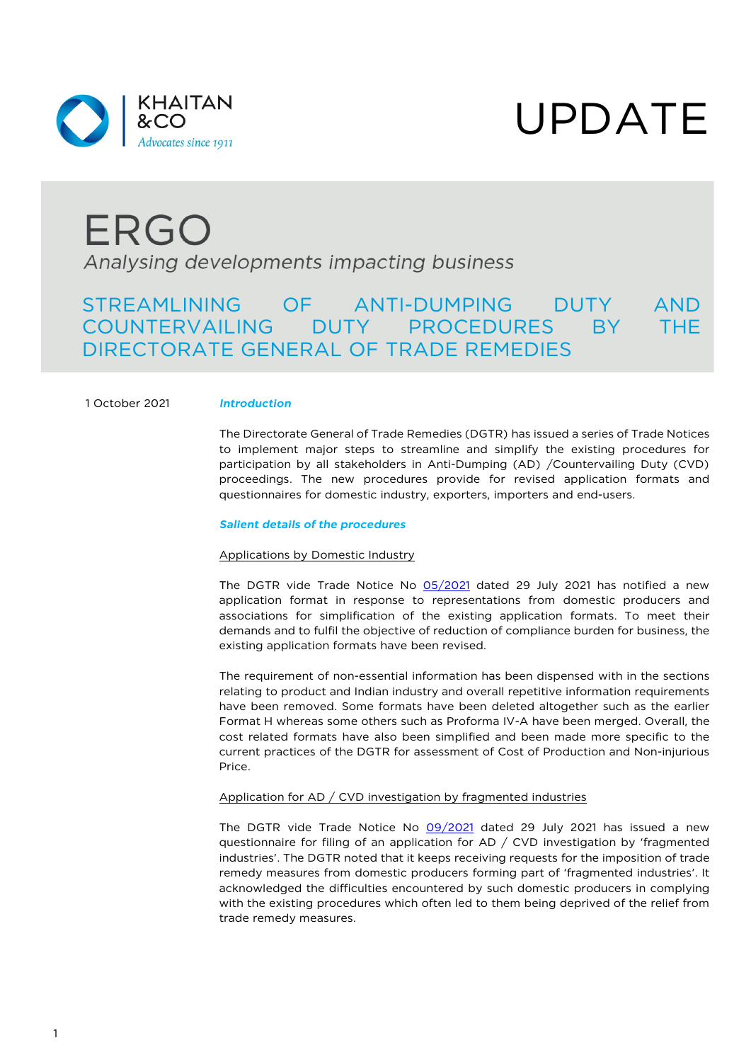KHAITAN & CO
*Advocates since 1911*

UPDATE

# ERGO

*Analysing developments impacting business*

## STREAMLINING OF ANTI-DUMPING DUTY AND COUNTERVAILING DUTY PROCEDURES BY THE DIRECTORATE GENERAL OF TRADE REMEDIES

1 October 2021

### *Introduction*

The Directorate General of Trade Remedies (DGTR) has issued a series of Trade Notices to implement major steps to streamline and simplify the existing procedures for participation by all stakeholders in Anti-Dumping (AD) /Countervailing Duty (CVD) proceedings. The new procedures provide for revised application formats and questionnaires for domestic industry, exporters, importers and end-users.

### *Salient details of the procedures*

Applications by Domestic Industry

The DGTR vide Trade Notice No 05/2021 dated 29 July 2021 has notified a new application format in response to representations from domestic producers and associations for simplification of the existing application formats. To meet their demands and to fulfil the objective of reduction of compliance burden for business, the existing application formats have been revised.

The requirement of non-essential information has been dispensed with in the sections relating to product and Indian industry and overall repetitive information requirements have been removed. Some formats have been deleted altogether such as the earlier Format H whereas some others such as Proforma IV-A have been merged. Overall, the cost related formats have also been simplified and been made more specific to the current practices of the DGTR for assessment of Cost of Production and Non-injurious Price.

Application for AD / CVD investigation by fragmented industries

The DGTR vide Trade Notice No 09/2021 dated 29 July 2021 has issued a new questionnaire for filing of an application for AD / CVD investigation by 'fragmented industries'. The DGTR noted that it keeps receiving requests for the imposition of trade remedy measures from domestic producers forming part of 'fragmented industries'. It acknowledged the difficulties encountered by such domestic producers in complying with the existing procedures which often led to them being deprived of the relief from trade remedy measures.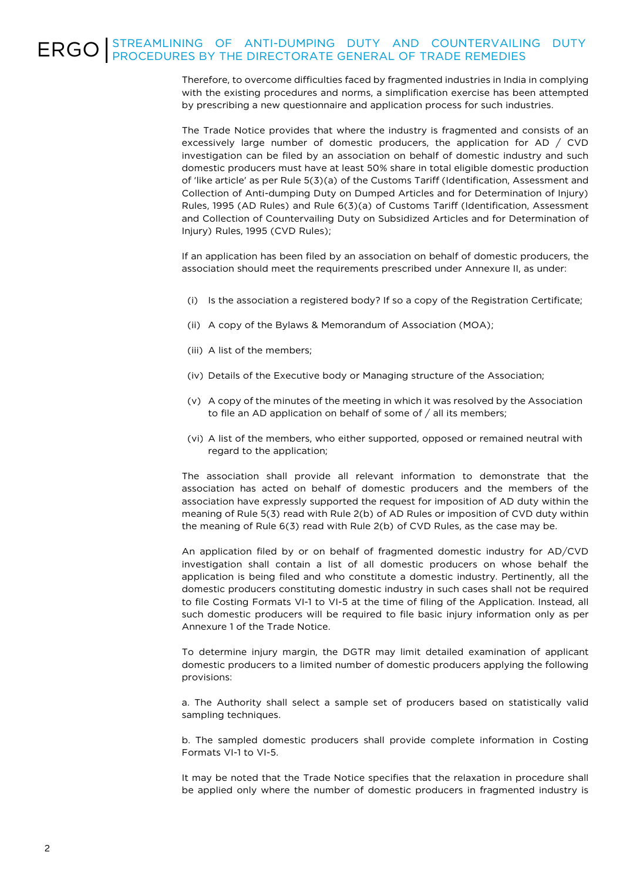Therefore, to overcome difficulties faced by fragmented industries in India in complying with the existing procedures and norms, a simplification exercise has been attempted by prescribing a new questionnaire and application process for such industries.

The Trade Notice provides that where the industry is fragmented and consists of an excessively large number of domestic producers, the application for AD / CVD investigation can be filed by an association on behalf of domestic industry and such domestic producers must have at least 50% share in total eligible domestic production of 'like article' as per Rule 5(3)(a) of the Customs Tariff (Identification, Assessment and Collection of Anti-dumping Duty on Dumped Articles and for Determination of Injury) Rules, 1995 (AD Rules) and Rule 6(3)(a) of Customs Tariff (Identification, Assessment and Collection of Countervailing Duty on Subsidized Articles and for Determination of Injury) Rules, 1995 (CVD Rules);

If an application has been filed by an association on behalf of domestic producers, the association should meet the requirements prescribed under Annexure II, as under:

- (i) Is the association a registered body? If so a copy of the Registration Certificate;
- (ii) A copy of the Bylaws & Memorandum of Association (MOA);
- (iii) A list of the members;
- (iv) Details of the Executive body or Managing structure of the Association;
- (v) A copy of the minutes of the meeting in which it was resolved by the Association to file an AD application on behalf of some of / all its members;
- (vi) A list of the members, who either supported, opposed or remained neutral with regard to the application;

The association shall provide all relevant information to demonstrate that the association has acted on behalf of domestic producers and the members of the association have expressly supported the request for imposition of AD duty within the meaning of Rule 5(3) read with Rule 2(b) of AD Rules or imposition of CVD duty within the meaning of Rule 6(3) read with Rule 2(b) of CVD Rules, as the case may be.

An application filed by or on behalf of fragmented domestic industry for AD/CVD investigation shall contain a list of all domestic producers on whose behalf the application is being filed and who constitute a domestic industry. Pertinently, all the domestic producers constituting domestic industry in such cases shall not be required to file Costing Formats VI-1 to VI-5 at the time of filing of the Application. Instead, all such domestic producers will be required to file basic injury information only as per Annexure 1 of the Trade Notice.

To determine injury margin, the DGTR may limit detailed examination of applicant domestic producers to a limited number of domestic producers applying the following provisions:

a. The Authority shall select a sample set of producers based on statistically valid sampling techniques.

b. The sampled domestic producers shall provide complete information in Costing Formats VI-1 to VI-5.

It may be noted that the Trade Notice specifies that the relaxation in procedure shall be applied only where the number of domestic producers in fragmented industry is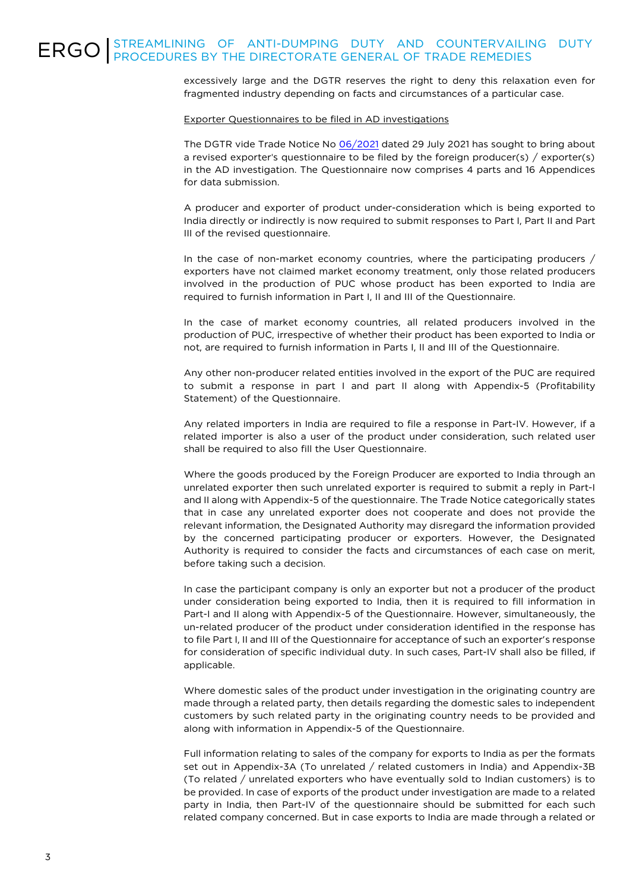excessively large and the DGTR reserves the right to deny this relaxation even for fragmented industry depending on facts and circumstances of a particular case.

Exporter Questionnaires to be filed in AD investigations

The DGTR vide Trade Notice No 06/2021 dated 29 July 2021 has sought to bring about a revised exporter's questionnaire to be filed by the foreign producer(s) / exporter(s) in the AD investigation. The Questionnaire now comprises 4 parts and 16 Appendices for data submission.

A producer and exporter of product under-consideration which is being exported to India directly or indirectly is now required to submit responses to Part I, Part II and Part III of the revised questionnaire.

In the case of non-market economy countries, where the participating producers / exporters have not claimed market economy treatment, only those related producers involved in the production of PUC whose product has been exported to India are required to furnish information in Part I, II and III of the Questionnaire.

In the case of market economy countries, all related producers involved in the production of PUC, irrespective of whether their product has been exported to India or not, are required to furnish information in Parts I, II and III of the Questionnaire.

Any other non-producer related entities involved in the export of the PUC are required to submit a response in part I and part II along with Appendix-5 (Profitability Statement) of the Questionnaire.

Any related importers in India are required to file a response in Part-IV. However, if a related importer is also a user of the product under consideration, such related user shall be required to also fill the User Questionnaire.

Where the goods produced by the Foreign Producer are exported to India through an unrelated exporter then such unrelated exporter is required to submit a reply in Part-I and II along with Appendix-5 of the questionnaire. The Trade Notice categorically states that in case any unrelated exporter does not cooperate and does not provide the relevant information, the Designated Authority may disregard the information provided by the concerned participating producer or exporters. However, the Designated Authority is required to consider the facts and circumstances of each case on merit, before taking such a decision.

In case the participant company is only an exporter but not a producer of the product under consideration being exported to India, then it is required to fill information in Part-I and II along with Appendix-5 of the Questionnaire. However, simultaneously, the un-related producer of the product under consideration identified in the response has to file Part I, II and III of the Questionnaire for acceptance of such an exporter's response for consideration of specific individual duty. In such cases, Part-IV shall also be filled, if applicable.

Where domestic sales of the product under investigation in the originating country are made through a related party, then details regarding the domestic sales to independent customers by such related party in the originating country needs to be provided and along with information in Appendix-5 of the Questionnaire.

Full information relating to sales of the company for exports to India as per the formats set out in Appendix-3A (To unrelated / related customers in India) and Appendix-3B (To related / unrelated exporters who have eventually sold to Indian customers) is to be provided. In case of exports of the product under investigation are made to a related party in India, then Part-IV of the questionnaire should be submitted for each such related company concerned. But in case exports to India are made through a related or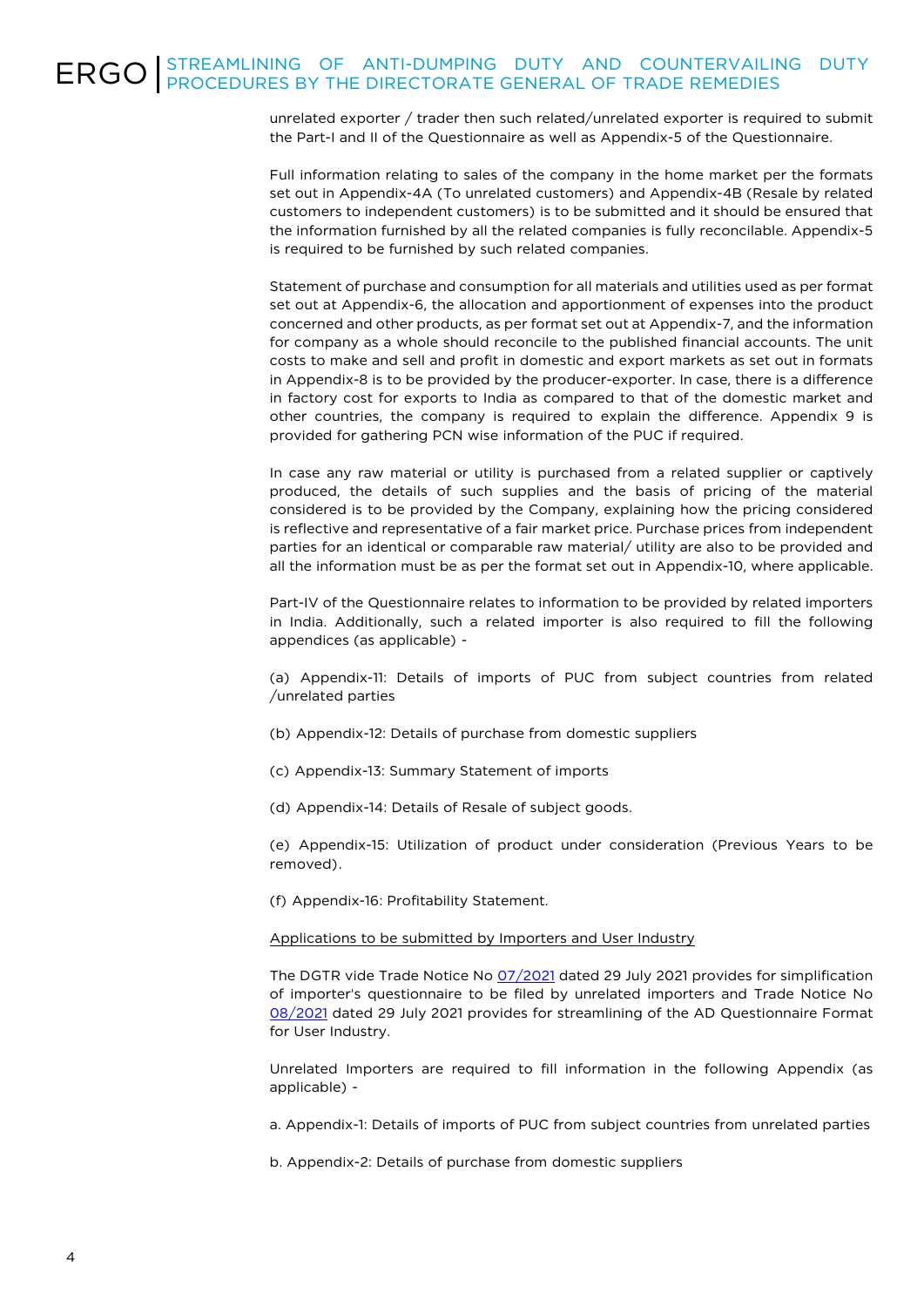unrelated exporter / trader then such related/unrelated exporter is required to submit the Part-I and II of the Questionnaire as well as Appendix-5 of the Questionnaire.

Full information relating to sales of the company in the home market per the formats set out in Appendix-4A (To unrelated customers) and Appendix-4B (Resale by related customers to independent customers) is to be submitted and it should be ensured that the information furnished by all the related companies is fully reconcilable. Appendix-5 is required to be furnished by such related companies.

Statement of purchase and consumption for all materials and utilities used as per format set out at Appendix-6, the allocation and apportionment of expenses into the product concerned and other products, as per format set out at Appendix-7, and the information for company as a whole should reconcile to the published financial accounts. The unit costs to make and sell and profit in domestic and export markets as set out in formats in Appendix-8 is to be provided by the producer-exporter. In case, there is a difference in factory cost for exports to India as compared to that of the domestic market and other countries, the company is required to explain the difference. Appendix 9 is provided for gathering PCN wise information of the PUC if required.

In case any raw material or utility is purchased from a related supplier or captively produced, the details of such supplies and the basis of pricing of the material considered is to be provided by the Company, explaining how the pricing considered is reflective and representative of a fair market price. Purchase prices from independent parties for an identical or comparable raw material/ utility are also to be provided and all the information must be as per the format set out in Appendix-10, where applicable.

Part-IV of the Questionnaire relates to information to be provided by related importers in India. Additionally, such a related importer is also required to fill the following appendices (as applicable) -

(a) Appendix-11: Details of imports of PUC from subject countries from related /unrelated parties

(b) Appendix-12: Details of purchase from domestic suppliers

(c) Appendix-13: Summary Statement of imports

(d) Appendix-14: Details of Resale of subject goods.

(e) Appendix-15: Utilization of product under consideration (Previous Years to be removed).

(f) Appendix-16: Profitability Statement.

Applications to be submitted by Importers and User Industry

The DGTR vide Trade Notice No 07/2021 dated 29 July 2021 provides for simplification of importer's questionnaire to be filed by unrelated importers and Trade Notice No 08/2021 dated 29 July 2021 provides for streamlining of the AD Questionnaire Format for User Industry.

Unrelated Importers are required to fill information in the following Appendix (as applicable) -

a. Appendix-1: Details of imports of PUC from subject countries from unrelated parties

b. Appendix-2: Details of purchase from domestic suppliers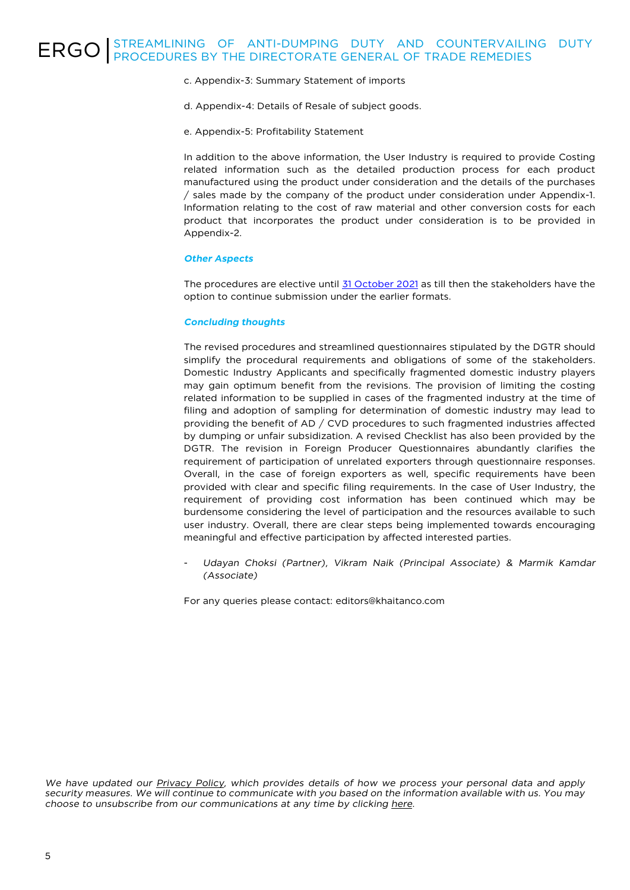c. Appendix-3: Summary Statement of imports

d. Appendix-4: Details of Resale of subject goods.

e. Appendix-5: Profitability Statement

In addition to the above information, the User Industry is required to provide Costing related information such as the detailed production process for each product manufactured using the product under consideration and the details of the purchases / sales made by the company of the product under consideration under Appendix-1. Information relating to the cost of raw material and other conversion costs for each product that incorporates the product under consideration is to be provided in Appendix-2.

***Other Aspects***

The procedures are elective until 31 October 2021 as till then the stakeholders have the option to continue submission under the earlier formats.

***Concluding thoughts***

The revised procedures and streamlined questionnaires stipulated by the DGTR should simplify the procedural requirements and obligations of some of the stakeholders. Domestic Industry Applicants and specifically fragmented domestic industry players may gain optimum benefit from the revisions. The provision of limiting the costing related information to be supplied in cases of the fragmented industry at the time of filing and adoption of sampling for determination of domestic industry may lead to providing the benefit of AD / CVD procedures to such fragmented industries affected by dumping or unfair subsidization. A revised Checklist has also been provided by the DGTR. The revision in Foreign Producer Questionnaires abundantly clarifies the requirement of participation of unrelated exporters through questionnaire responses. Overall, in the case of foreign exporters as well, specific filing requirements have been provided with clear and specific filing requirements. In the case of User Industry, the requirement of providing cost information has been continued which may be burdensome considering the level of participation and the resources available to such user industry. Overall, there are clear steps being implemented towards encouraging meaningful and effective participation by affected interested parties.

- *Udayan Choksi (Partner), Vikram Naik (Principal Associate) & Marmik Kamdar (Associate)*

For any queries please contact: editors@khaitanco.com

*We have updated our Privacy Policy, which provides details of how we process your personal data and apply security measures. We will continue to communicate with you based on the information available with us. You may choose to unsubscribe from our communications at any time by clicking here.*